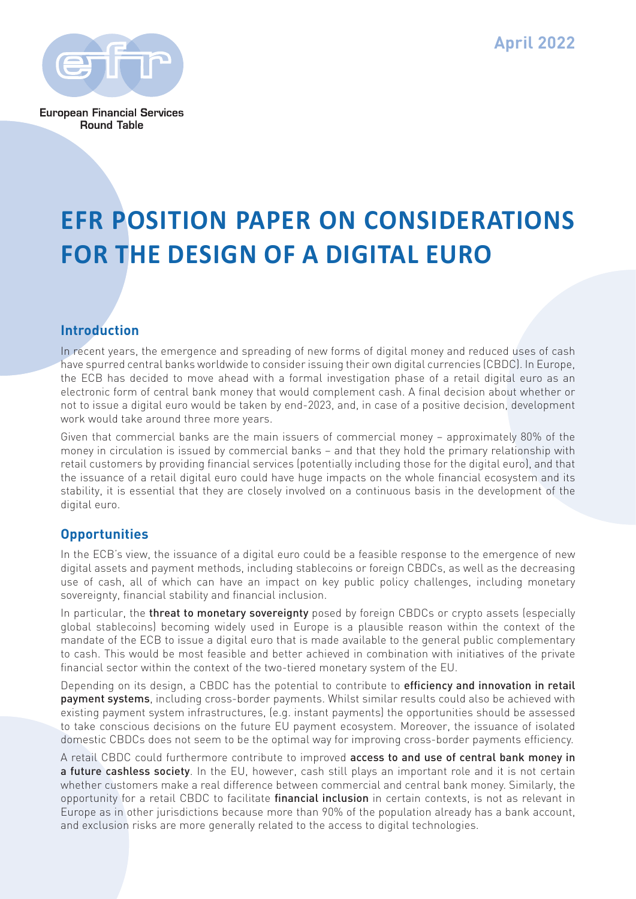April 2022

European Financial Services Round Table

# EFR POSITION PAPER ON CONSIDERATIONS FOR THE DESIGN OF A DIGITAL EURO

## Introduction

In recent years, the emergence and spreading of new forms of digital money and reduced uses of cash have spurred central banks worldwide to consider issuing their own digital currencies (CBDC). In Europe, the ECB has decided to move ahead with a formal investigation phase of a retail digital euro as an electronic form of central bank money that would complement cash. A final decision about whether or not to issue a digital euro would be taken by end-2023, and, in case of a positive decision, development work would take around three more years.

Given that commercial banks are the main issuers of commercial money – approximately 80% of the money in circulation is issued by commercial banks – and that they hold the primary relationship with retail customers by providing financial services (potentially including those for the digital euro), and that the issuance of a retail digital euro could have huge impacts on the whole financial ecosystem and its stability, it is essential that they are closely involved on a continuous basis in the development of the digital euro.

## Opportunities

In the ECB's view, the issuance of a digital euro could be a feasible response to the emergence of new digital assets and payment methods, including stablecoins or foreign CBDCs, as well as the decreasing use of cash, all of which can have an impact on key public policy challenges, including monetary sovereignty, financial stability and financial inclusion.

In particular, the **threat to monetary sovereignty** posed by foreign CBDCs or crypto assets (especially global stablecoins) becoming widely used in Europe is a plausible reason within the context of the mandate of the ECB to issue a digital euro that is made available to the general public complementary to cash. This would be most feasible and better achieved in combination with initiatives of the private financial sector within the context of the two-tiered monetary system of the EU.

Depending on its design, a CBDC has the potential to contribute to **efficiency and innovation in retail payment systems**, including cross-border payments. Whilst similar results could also be achieved with existing payment system infrastructures, (e.g. instant payments) the opportunities should be assessed to take conscious decisions on the future EU payment ecosystem. Moreover, the issuance of isolated domestic CBDCs does not seem to be the optimal way for improving cross-border payments efficiency.

A retail CBDC could furthermore contribute to improved **access to and use of central bank money in a future cashless society**. In the EU, however, cash still plays an important role and it is not certain whether customers make a real difference between commercial and central bank money. Similarly, the opportunity for a retail CBDC to facilitate **financial inclusion** in certain contexts, is not as relevant in Europe as in other jurisdictions because more than 90% of the population already has a bank account, and exclusion risks are more generally related to the access to digital technologies.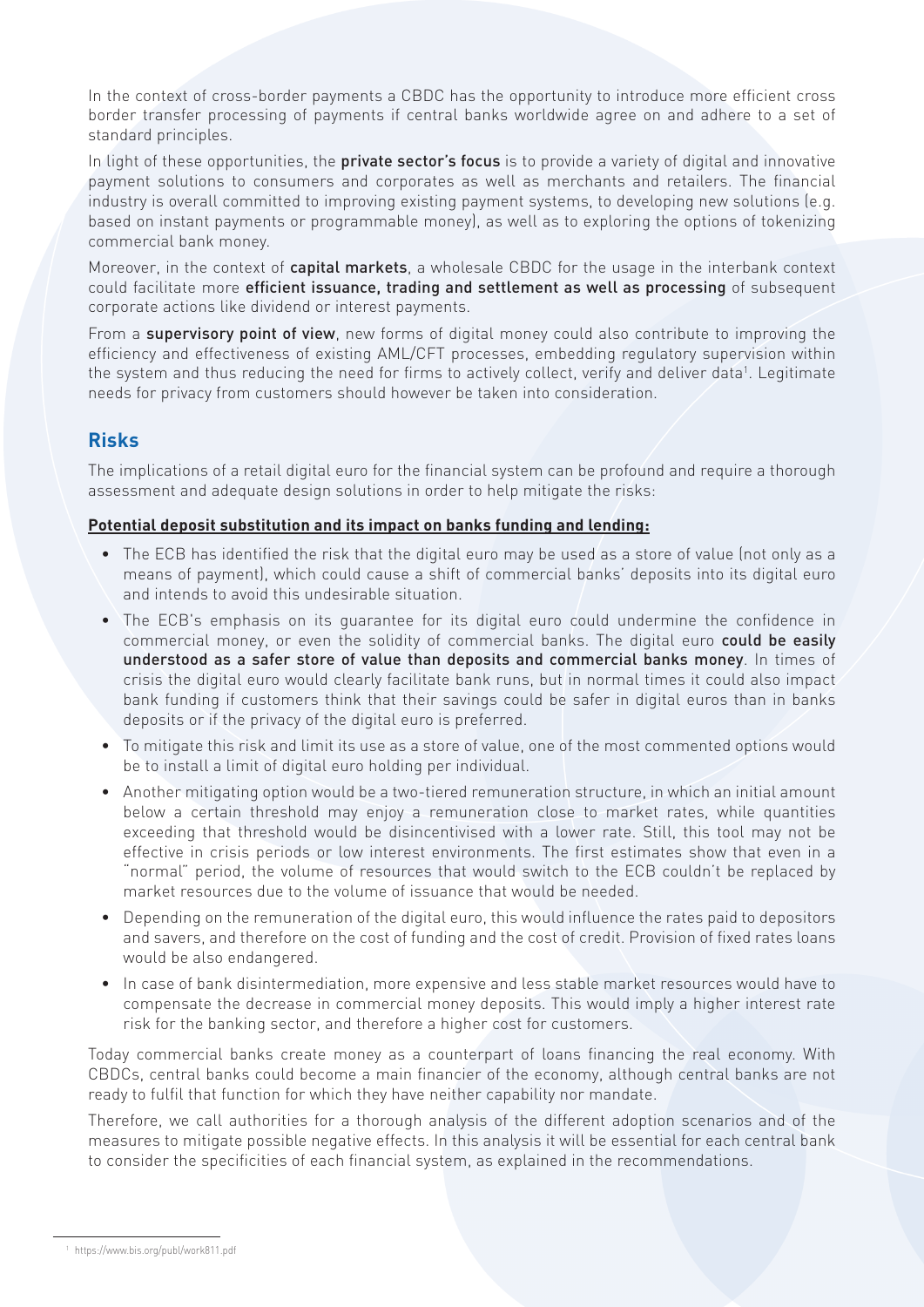In the context of cross-border payments a CBDC has the opportunity to introduce more efficient cross border transfer processing of payments if central banks worldwide agree on and adhere to a set of standard principles.

In light of these opportunities, the **private sector's focus** is to provide a variety of digital and innovative payment solutions to consumers and corporates as well as merchants and retailers. The financial industry is overall committed to improving existing payment systems, to developing new solutions (e.g. based on instant payments or programmable money), as well as to exploring the options of tokenizing commercial bank money.

Moreover, in the context of **capital markets**, a wholesale CBDC for the usage in the interbank context could facilitate more **efficient issuance, trading and settlement as well as processing** of subsequent corporate actions like dividend or interest payments.

From a **supervisory point of view**, new forms of digital money could also contribute to improving the efficiency and effectiveness of existing AML/CFT processes, embedding regulatory supervision within the system and thus reducing the need for firms to actively collect, verify and deliver data[1]. Legitimate needs for privacy from customers should however be taken into consideration.

## Risks

The implications of a retail digital euro for the financial system can be profound and require a thorough assessment and adequate design solutions in order to help mitigate the risks:

**Potential deposit substitution and its impact on banks funding and lending:**

- The ECB has identified the risk that the digital euro may be used as a store of value (not only as a means of payment), which could cause a shift of commercial banks' deposits into its digital euro and intends to avoid this undesirable situation.
- The ECB's emphasis on its guarantee for its digital euro could undermine the confidence in commercial money, or even the solidity of commercial banks. The digital euro **could be easily understood as a safer store of value than deposits and commercial banks money**. In times of crisis the digital euro would clearly facilitate bank runs, but in normal times it could also impact bank funding if customers think that their savings could be safer in digital euros than in banks deposits or if the privacy of the digital euro is preferred.
- To mitigate this risk and limit its use as a store of value, one of the most commented options would be to install a limit of digital euro holding per individual.
- Another mitigating option would be a two-tiered remuneration structure, in which an initial amount below a certain threshold may enjoy a remuneration close to market rates, while quantities exceeding that threshold would be disincentivised with a lower rate. Still, this tool may not be effective in crisis periods or low interest environments. The first estimates show that even in a "normal" period, the volume of resources that would switch to the ECB couldn't be replaced by market resources due to the volume of issuance that would be needed.
- Depending on the remuneration of the digital euro, this would influence the rates paid to depositors and savers, and therefore on the cost of funding and the cost of credit. Provision of fixed rates loans would be also endangered.
- In case of bank disintermediation, more expensive and less stable market resources would have to compensate the decrease in commercial money deposits. This would imply a higher interest rate risk for the banking sector, and therefore a higher cost for customers.

Today commercial banks create money as a counterpart of loans financing the real economy. With CBDCs, central banks could become a main financier of the economy, although central banks are not ready to fulfil that function for which they have neither capability nor mandate.

Therefore, we call authorities for a thorough analysis of the different adoption scenarios and of the measures to mitigate possible negative effects. In this analysis it will be essential for each central bank to consider the specificities of each financial system, as explained in the recommendations.

---

[1] https://www.bis.org/publ/work811.pdf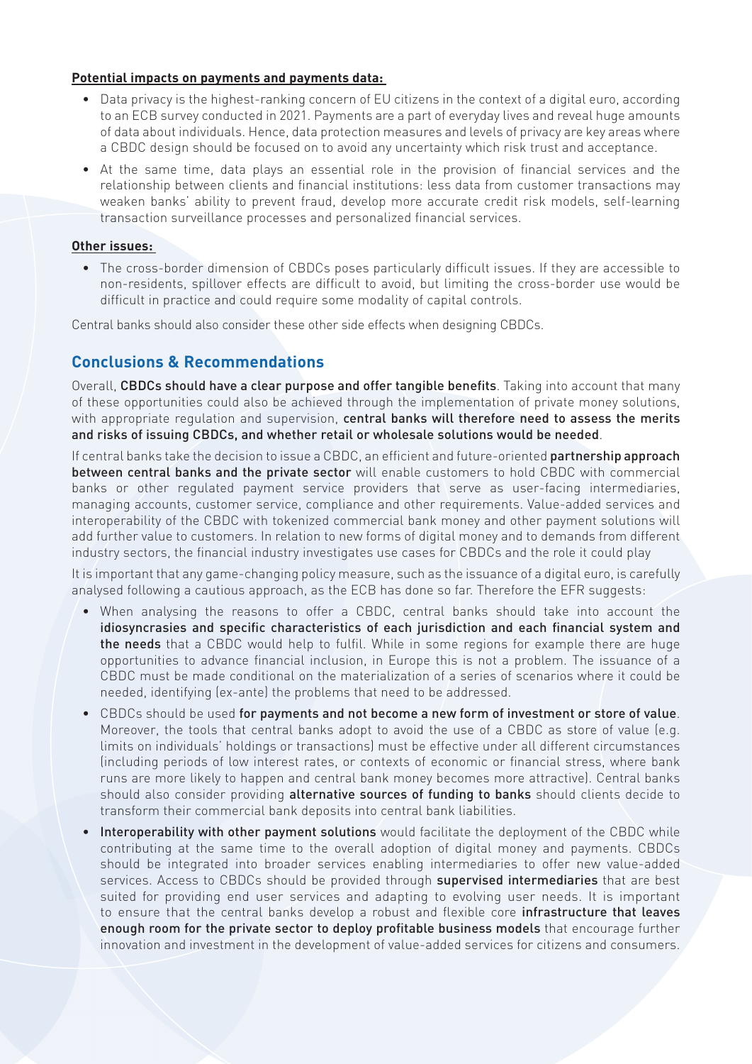**Potential impacts on payments and payments data:**

- Data privacy is the highest-ranking concern of EU citizens in the context of a digital euro, according to an ECB survey conducted in 2021. Payments are a part of everyday lives and reveal huge amounts of data about individuals. Hence, data protection measures and levels of privacy are key areas where a CBDC design should be focused on to avoid any uncertainty which risk trust and acceptance.
- At the same time, data plays an essential role in the provision of financial services and the relationship between clients and financial institutions: less data from customer transactions may weaken banks' ability to prevent fraud, develop more accurate credit risk models, self-learning transaction surveillance processes and personalized financial services.

**Other issues:**

- The cross-border dimension of CBDCs poses particularly difficult issues. If they are accessible to non-residents, spillover effects are difficult to avoid, but limiting the cross-border use would be difficult in practice and could require some modality of capital controls.

Central banks should also consider these other side effects when designing CBDCs.

## Conclusions & Recommendations

Overall, **CBDCs should have a clear purpose and offer tangible benefits**. Taking into account that many of these opportunities could also be achieved through the implementation of private money solutions, with appropriate regulation and supervision, **central banks will therefore need to assess the merits and risks of issuing CBDCs, and whether retail or wholesale solutions would be needed**.

If central banks take the decision to issue a CBDC, an efficient and future-oriented **partnership approach between central banks and the private sector** will enable customers to hold CBDC with commercial banks or other regulated payment service providers that serve as user-facing intermediaries, managing accounts, customer service, compliance and other requirements. Value-added services and interoperability of the CBDC with tokenized commercial bank money and other payment solutions will add further value to customers. In relation to new forms of digital money and to demands from different industry sectors, the financial industry investigates use cases for CBDCs and the role it could play

It is important that any game-changing policy measure, such as the issuance of a digital euro, is carefully analysed following a cautious approach, as the ECB has done so far. Therefore the EFR suggests:

- When analysing the reasons to offer a CBDC, central banks should take into account the **idiosyncrasies and specific characteristics of each jurisdiction and each financial system and the needs** that a CBDC would help to fulfil. While in some regions for example there are huge opportunities to advance financial inclusion, in Europe this is not a problem. The issuance of a CBDC must be made conditional on the materialization of a series of scenarios where it could be needed, identifying (ex-ante) the problems that need to be addressed.
- CBDCs should be used **for payments and not become a new form of investment or store of value**. Moreover, the tools that central banks adopt to avoid the use of a CBDC as store of value (e.g. limits on individuals' holdings or transactions) must be effective under all different circumstances (including periods of low interest rates, or contexts of economic or financial stress, where bank runs are more likely to happen and central bank money becomes more attractive). Central banks should also consider providing **alternative sources of funding to banks** should clients decide to transform their commercial bank deposits into central bank liabilities.
- **Interoperability with other payment solutions** would facilitate the deployment of the CBDC while contributing at the same time to the overall adoption of digital money and payments. CBDCs should be integrated into broader services enabling intermediaries to offer new value-added services. Access to CBDCs should be provided through **supervised intermediaries** that are best suited for providing end user services and adapting to evolving user needs. It is important to ensure that the central banks develop a robust and flexible core **infrastructure that leaves enough room for the private sector to deploy profitable business models** that encourage further innovation and investment in the development of value-added services for citizens and consumers.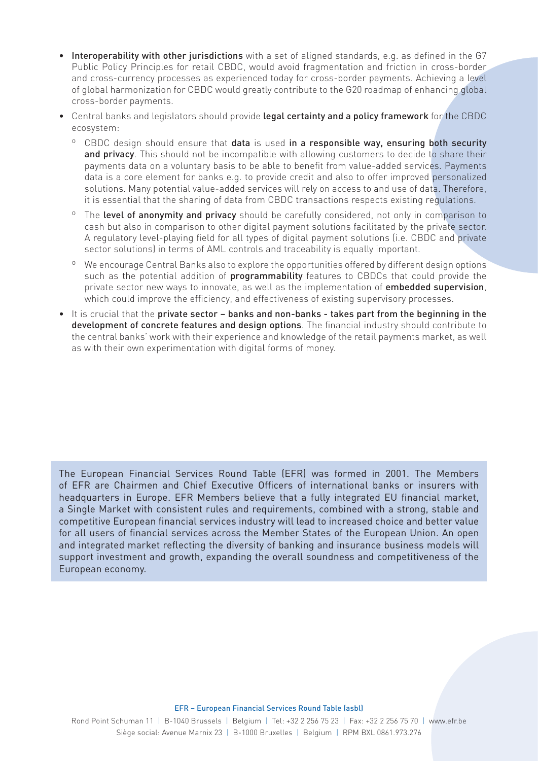- **Interoperability with other jurisdictions** with a set of aligned standards, e.g. as defined in the G7 Public Policy Principles for retail CBDC, would avoid fragmentation and friction in cross-border and cross-currency processes as experienced today for cross-border payments. Achieving a level of global harmonization for CBDC would greatly contribute to the G20 roadmap of enhancing global cross-border payments.
- Central banks and legislators should provide **legal certainty and a policy framework** for the CBDC ecosystem:
  - CBDC design should ensure that **data** is used **in a responsible way, ensuring both security and privacy**. This should not be incompatible with allowing customers to decide to share their payments data on a voluntary basis to be able to benefit from value-added services. Payments data is a core element for banks e.g. to provide credit and also to offer improved personalized solutions. Many potential value-added services will rely on access to and use of data. Therefore, it is essential that the sharing of data from CBDC transactions respects existing regulations.
  - The **level of anonymity and privacy** should be carefully considered, not only in comparison to cash but also in comparison to other digital payment solutions facilitated by the private sector. A regulatory level-playing field for all types of digital payment solutions (i.e. CBDC and private sector solutions) in terms of AML controls and traceability is equally important.
  - We encourage Central Banks also to explore the opportunities offered by different design options such as the potential addition of **programmability** features to CBDCs that could provide the private sector new ways to innovate, as well as the implementation of **embedded supervision**, which could improve the efficiency, and effectiveness of existing supervisory processes.
- It is crucial that the **private sector – banks and non-banks - takes part from the beginning in the development of concrete features and design options**. The financial industry should contribute to the central banks' work with their experience and knowledge of the retail payments market, as well as with their own experimentation with digital forms of money.

The European Financial Services Round Table (EFR) was formed in 2001. The Members of EFR are Chairmen and Chief Executive Officers of international banks or insurers with headquarters in Europe. EFR Members believe that a fully integrated EU financial market, a Single Market with consistent rules and requirements, combined with a strong, stable and competitive European financial services industry will lead to increased choice and better value for all users of financial services across the Member States of the European Union. An open and integrated market reflecting the diversity of banking and insurance business models will support investment and growth, expanding the overall soundness and competitiveness of the European economy.

**EFR – European Financial Services Round Table (asbl)**

Rond Point Schuman 11 | B-1040 Brussels | Belgium | Tel: +32 2 256 75 23 | Fax: +32 2 256 75 70 | www.efr.be
Siège social: Avenue Marnix 23 | B-1000 Bruxelles | Belgium | RPM BXL 0861.973.276